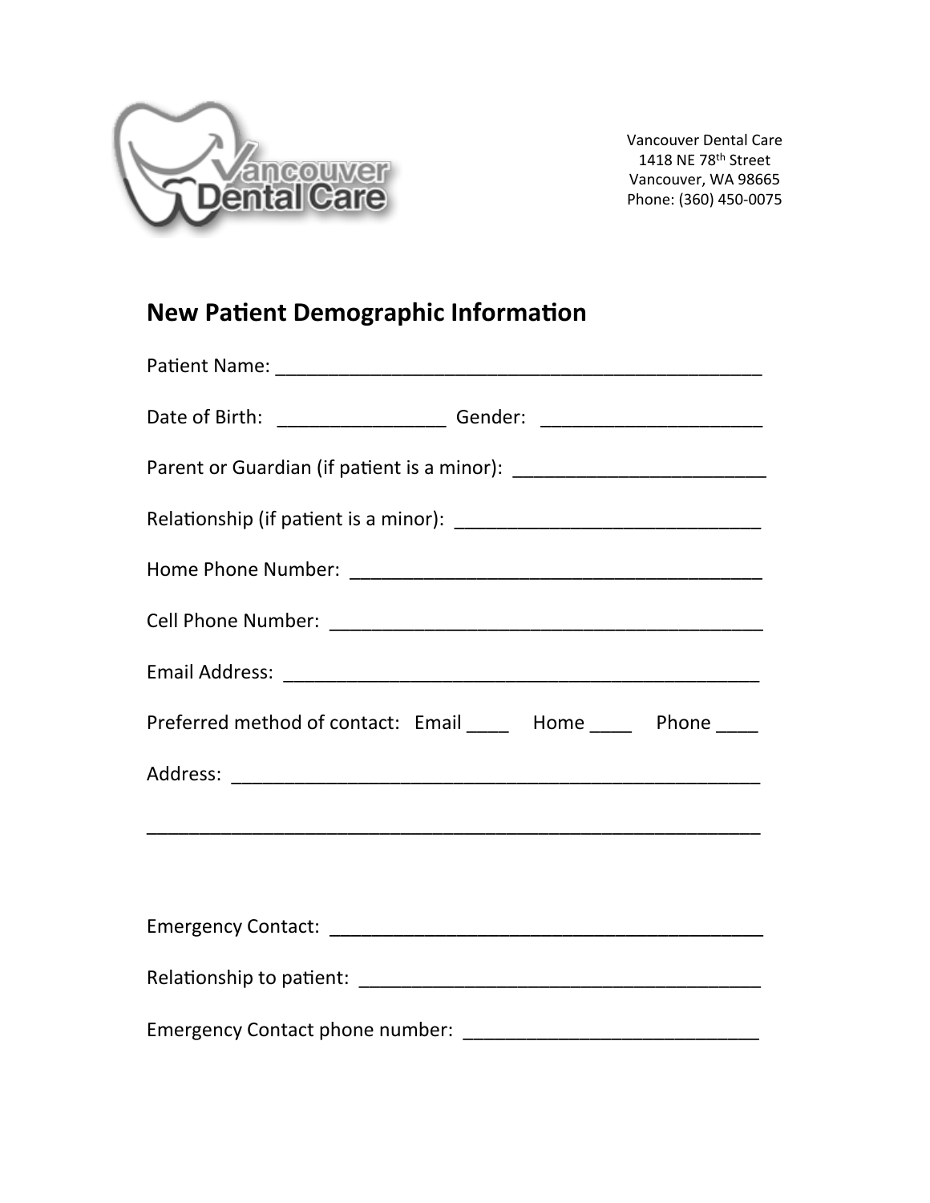Vancouver Dental Care
1418 NE 78th Street
Vancouver, WA 98665
Phone: (360) 450-0075

## New Patient Demographic Information

Patient Name: _______________________________________________

Date of Birth: ________________ Gender: _____________________

Parent or Guardian (if patient is a minor): ________________________

Relationship (if patient is a minor): ____________________________

Home Phone Number: _______________________________________

Cell Phone Number: _________________________________________

Email Address: _____________________________________________

Preferred method of contact: Email ____ Home ____ Phone ____

Address: __________________________________________________

___________________________________________________________

Emergency Contact: __________________________________________

Relationship to patient: _______________________________________

Emergency Contact phone number: ____________________________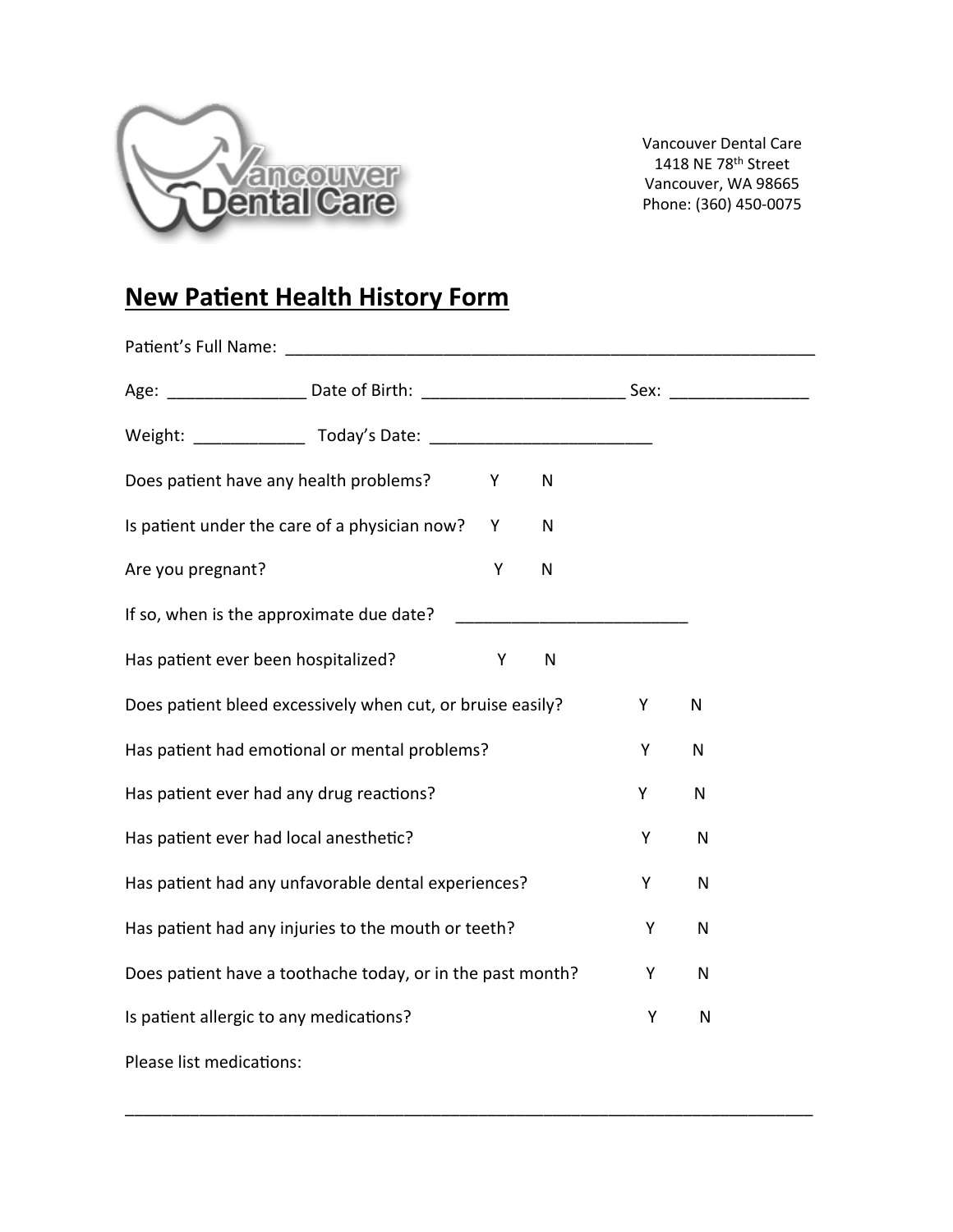Vancouver Dental Care
1418 NE 78th Street
Vancouver, WA 98665
Phone: (360) 450-0075

# New Patient Health History Form

Patient's Full Name: ___________________________________________________________

Age: _______________ Date of Birth: ______________________ Sex: _______________

Weight: ____________ Today's Date: ________________________

Does patient have any health problems? Y N

Is patient under the care of a physician now? Y N

Are you pregnant? Y N

If so, when is the approximate due date? _________________________

Has patient ever been hospitalized? Y N

Does patient bleed excessively when cut, or bruise easily? Y N

Has patient had emotional or mental problems? Y N

Has patient ever had any drug reactions? Y N

Has patient ever had local anesthetic? Y N

Has patient had any unfavorable dental experiences? Y N

Has patient had any injuries to the mouth or teeth? Y N

Does patient have a toothache today, or in the past month? Y N

Is patient allergic to any medications? Y N

Please list medications:

___________________________________________________________________________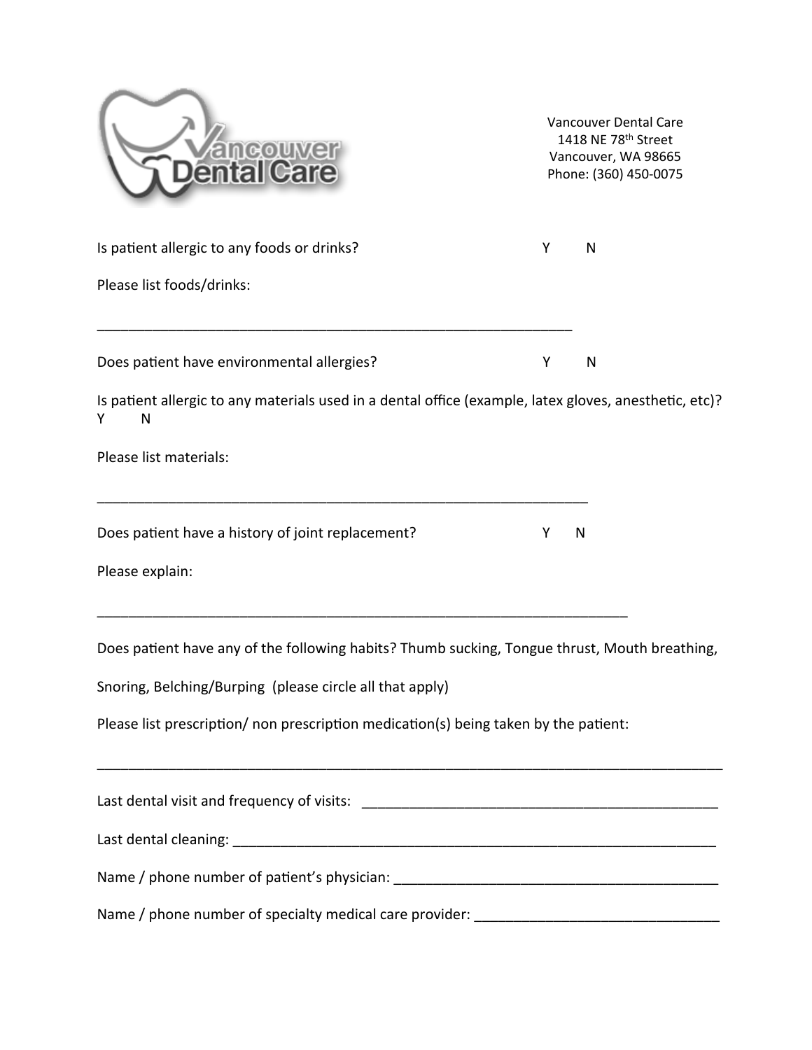Vancouver Dental Care
1418 NE 78th Street
Vancouver, WA 98665
Phone: (360) 450-0075

Is patient allergic to any foods or drinks? Y N

Please list foods/drinks:

______________________________________________________________

Does patient have environmental allergies? Y N

Is patient allergic to any materials used in a dental office (example, latex gloves, anesthetic, etc)?
Y N

Please list materials:

________________________________________________________________

Does patient have a history of joint replacement? Y N

Please explain:

_____________________________________________________________________

Does patient have any of the following habits? Thumb sucking, Tongue thrust, Mouth breathing,

Snoring, Belching/Burping (please circle all that apply)

Please list prescription/ non prescription medication(s) being taken by the patient:

_________________________________________________________________________________

Last dental visit and frequency of visits: _______________________________________________

Last dental cleaning: _______________________________________________________________

Name / phone number of patient's physician: ____________________________________________

Name / phone number of specialty medical care provider: ________________________________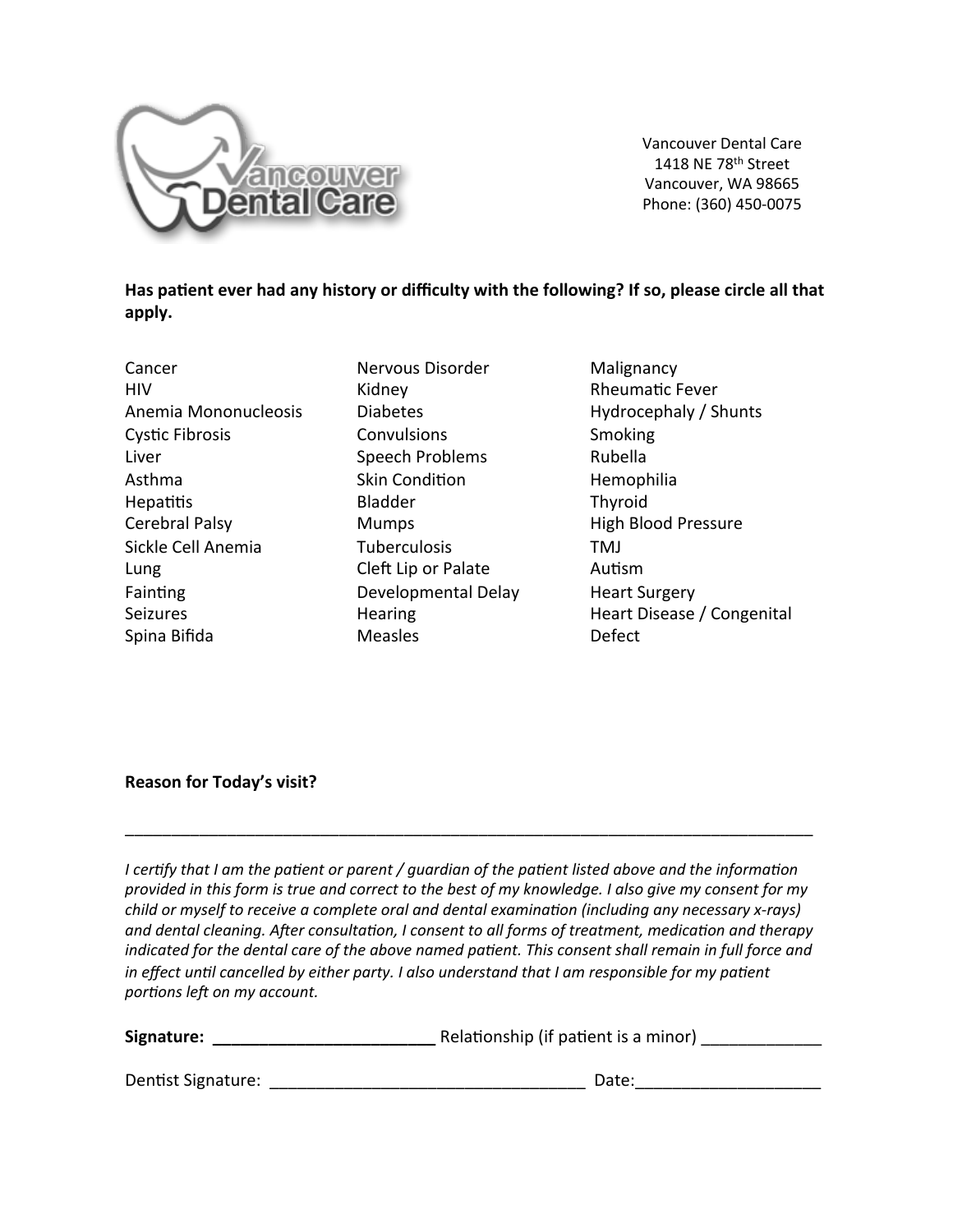Vancouver Dental Care
1418 NE 78th Street
Vancouver, WA 98665
Phone: (360) 450-0075

**Has patient ever had any history or difficulty with the following? If so, please circle all that apply.**

Cancer
HIV
Anemia Mononucleosis
Cystic Fibrosis
Liver
Asthma
Hepatitis
Cerebral Palsy
Sickle Cell Anemia
Lung
Fainting
Seizures
Spina Bifida

Nervous Disorder
Kidney
Diabetes
Convulsions
Speech Problems
Skin Condition
Bladder
Mumps
Tuberculosis
Cleft Lip or Palate
Developmental Delay
Hearing
Measles

Malignancy
Rheumatic Fever
Hydrocephaly / Shunts
Smoking
Rubella
Hemophilia
Thyroid
High Blood Pressure
TMJ
Autism
Heart Surgery
Heart Disease / Congenital Defect

**Reason for Today's visit?**

_______________________________________________________________________________

*I certify that I am the patient or parent / guardian of the patient listed above and the information provided in this form is true and correct to the best of my knowledge. I also give my consent for my child or myself to receive a complete oral and dental examination (including any necessary x-rays) and dental cleaning. After consultation, I consent to all forms of treatment, medication and therapy indicated for the dental care of the above named patient. This consent shall remain in full force and in effect until cancelled by either party. I also understand that I am responsible for my patient portions left on my account.*

**Signature:** ________________________ Relationship (if patient is a minor) _____________

Dentist Signature: __________________________________ Date:____________________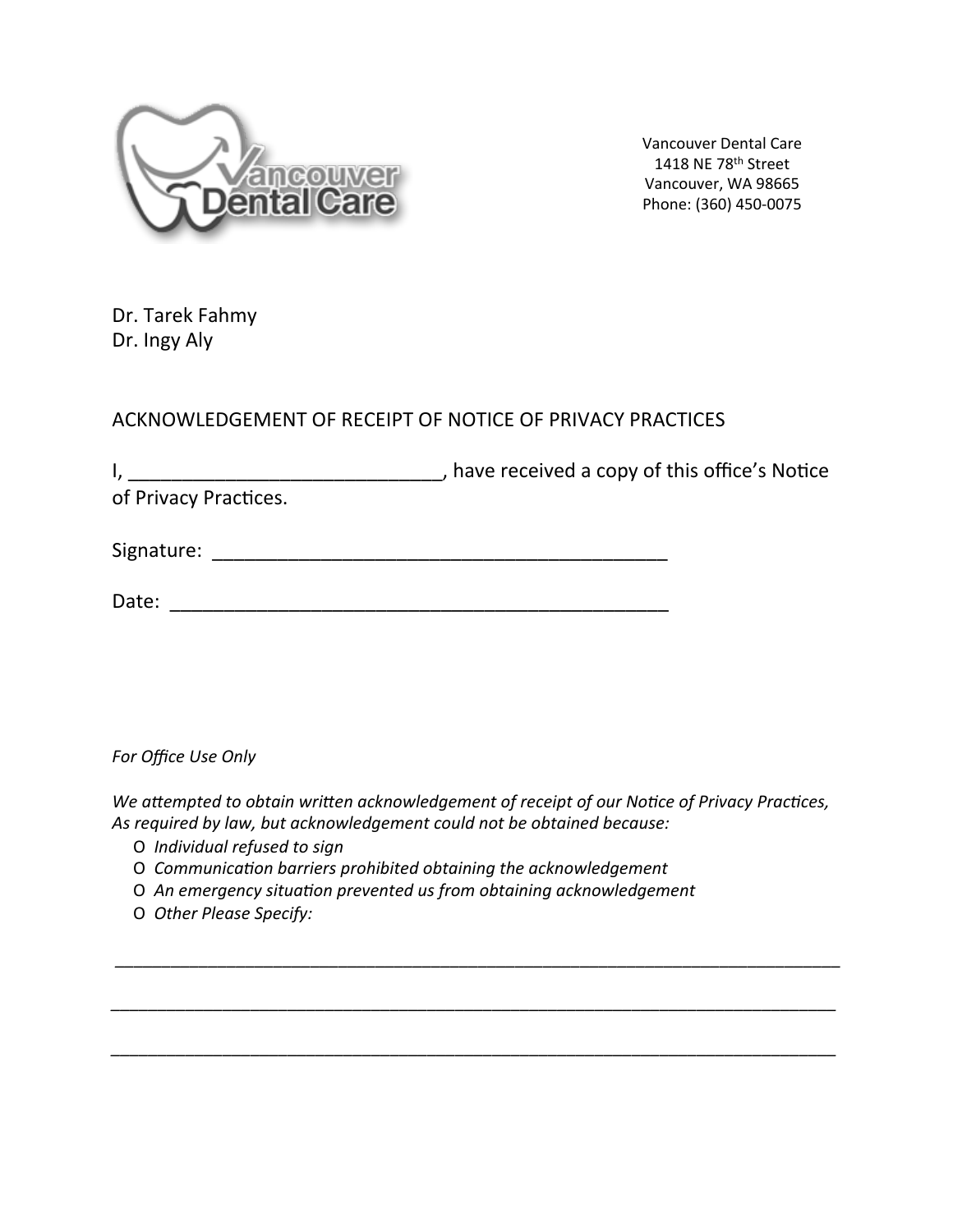Vancouver Dental Care
1418 NE 78th Street
Vancouver, WA 98665
Phone: (360) 450-0075

Dr. Tarek Fahmy
Dr. Ingy Aly

ACKNOWLEDGEMENT OF RECEIPT OF NOTICE OF PRIVACY PRACTICES

I, ______________________________, have received a copy of this office's Notice of Privacy Practices.

Signature: ____________________________________________

Date: _________________________________________________

*For Office Use Only*

*We attempted to obtain written acknowledgement of receipt of our Notice of Privacy Practices, As required by law, but acknowledgement could not be obtained because:*

- O *Individual refused to sign*
- O *Communication barriers prohibited obtaining the acknowledgement*
- O *An emergency situation prevented us from obtaining acknowledgement*
- O *Other Please Specify:*

______________________________________________________________________________

______________________________________________________________________________

______________________________________________________________________________